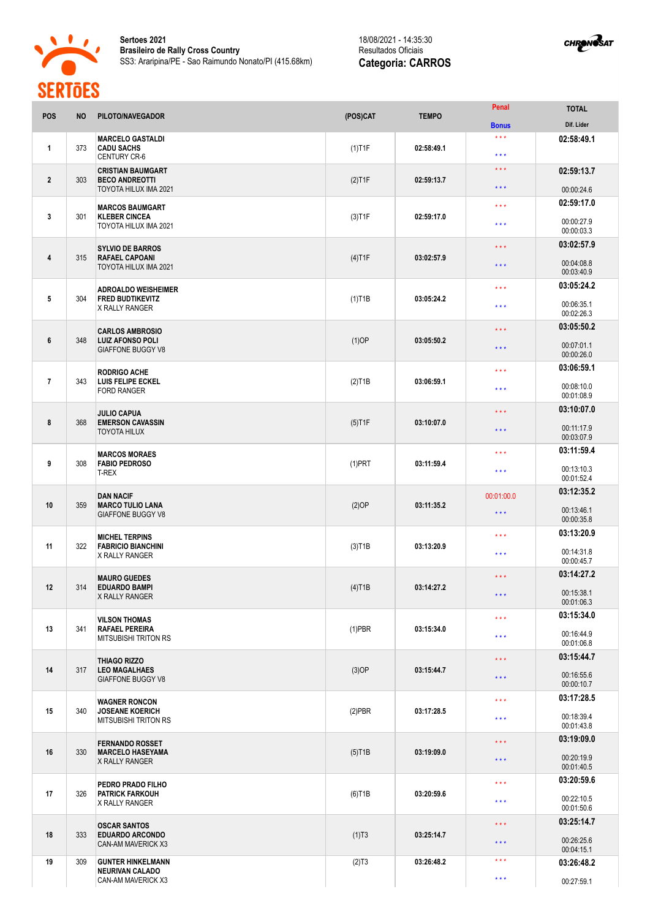**Sertoes 2021**
**Brasileiro de Rally Cross Country**
SS3: Araripina/PE - Sao Raimundo Nonato/PI (415.68km)

18/08/2021 - 14:35:30
Resultados Oficiais
**Categoria: CARROS**

| POS | NO | PILOTO/NAVEGADOR | (POS)CAT | TEMPO | Penal / Bonus | TOTAL / Dif. Lider |
|---|---|---|---|---|---|---|
| 1 | 373 | **MARCELO GASTALDI**<br>**CADU SACHS**<br>CENTURY CR-6 | (1)T1F | **02:58:49.1** | \*\*\*<br>\*\*\* | **02:58:49.1** |
| 2 | 303 | **CRISTIAN BAUMGART**<br>**BECO ANDREOTTI**<br>TOYOTA HILUX IMA 2021 | (2)T1F | **02:59:13.7** | \*\*\*<br>\*\*\* | **02:59:13.7**<br>00:00:24.6 |
| 3 | 301 | **MARCOS BAUMGART**<br>**KLEBER CINCEA**<br>TOYOTA HILUX IMA 2021 | (3)T1F | **02:59:17.0** | \*\*\*<br>\*\*\* | **02:59:17.0**<br>00:00:27.9<br>00:00:03.3 |
| 4 | 315 | **SYLVIO DE BARROS**<br>**RAFAEL CAPOANI**<br>TOYOTA HILUX IMA 2021 | (4)T1F | **03:02:57.9** | \*\*\*<br>\*\*\* | **03:02:57.9**<br>00:04:08.8<br>00:03:40.9 |
| 5 | 304 | **ADROALDO WEISHEIMER**<br>**FRED BUDTIKEVITZ**<br>X RALLY RANGER | (1)T1B | **03:05:24.2** | \*\*\*<br>\*\*\* | **03:05:24.2**<br>00:06:35.1<br>00:02:26.3 |
| 6 | 348 | **CARLOS AMBROSIO**<br>**LUIZ AFONSO POLI**<br>GIAFFONE BUGGY V8 | (1)OP | **03:05:50.2** | \*\*\*<br>\*\*\* | **03:05:50.2**<br>00:07:01.1<br>00:00:26.0 |
| 7 | 343 | **RODRIGO ACHE**<br>**LUIS FELIPE ECKEL**<br>FORD RANGER | (2)T1B | **03:06:59.1** | \*\*\*<br>\*\*\* | **03:06:59.1**<br>00:08:10.0<br>00:01:08.9 |
| 8 | 368 | **JULIO CAPUA**<br>**EMERSON CAVASSIN**<br>TOYOTA HILUX | (5)T1F | **03:10:07.0** | \*\*\*<br>\*\*\* | **03:10:07.0**<br>00:11:17.9<br>00:03:07.9 |
| 9 | 308 | **MARCOS MORAES**<br>**FABIO PEDROSO**<br>T-REX | (1)PRT | **03:11:59.4** | \*\*\*<br>\*\*\* | **03:11:59.4**<br>00:13:10.3<br>00:01:52.4 |
| 10 | 359 | **DAN NACIF**<br>**MARCO TULIO LANA**<br>GIAFFONE BUGGY V8 | (2)OP | **03:11:35.2** | 00:01:00.0<br>\*\*\* | **03:12:35.2**<br>00:13:46.1<br>00:00:35.8 |
| 11 | 322 | **MICHEL TERPINS**<br>**FABRICIO BIANCHINI**<br>X RALLY RANGER | (3)T1B | **03:13:20.9** | \*\*\*<br>\*\*\* | **03:13:20.9**<br>00:14:31.8<br>00:00:45.7 |
| 12 | 314 | **MAURO GUEDES**<br>**EDUARDO BAMPI**<br>X RALLY RANGER | (4)T1B | **03:14:27.2** | \*\*\*<br>\*\*\* | **03:14:27.2**<br>00:15:38.1<br>00:01:06.3 |
| 13 | 341 | **VILSON THOMAS**<br>**RAFAEL PEREIRA**<br>MITSUBISHI TRITON RS | (1)PBR | **03:15:34.0** | \*\*\*<br>\*\*\* | **03:15:34.0**<br>00:16:44.9<br>00:01:06.8 |
| 14 | 317 | **THIAGO RIZZO**<br>**LEO MAGALHAES**<br>GIAFFONE BUGGY V8 | (3)OP | **03:15:44.7** | \*\*\*<br>\*\*\* | **03:15:44.7**<br>00:16:55.6<br>00:00:10.7 |
| 15 | 340 | **WAGNER RONCON**<br>**JOSEANE KOERICH**<br>MITSUBISHI TRITON RS | (2)PBR | **03:17:28.5** | \*\*\*<br>\*\*\* | **03:17:28.5**<br>00:18:39.4<br>00:01:43.8 |
| 16 | 330 | **FERNANDO ROSSET**<br>**MARCELO HASEYAMA**<br>X RALLY RANGER | (5)T1B | **03:19:09.0** | \*\*\*<br>\*\*\* | **03:19:09.0**<br>00:20:19.9<br>00:01:40.5 |
| 17 | 326 | **PEDRO PRADO FILHO**<br>**PATRICK FARKOUH**<br>X RALLY RANGER | (6)T1B | **03:20:59.6** | \*\*\*<br>\*\*\* | **03:20:59.6**<br>00:22:10.5<br>00:01:50.6 |
| 18 | 333 | **OSCAR SANTOS**<br>**EDUARDO ARCONDO**<br>CAN-AM MAVERICK X3 | (1)T3 | **03:25:14.7** | \*\*\*<br>\*\*\* | **03:25:14.7**<br>00:26:25.6<br>00:04:15.1 |
| 19 | 309 | **GUNTER HINKELMANN**<br>**NEURIVAN CALADO**<br>CAN-AM MAVERICK X3 | (2)T3 | **03:26:48.2** | \*\*\*<br>\*\*\* | **03:26:48.2**<br>00:27:59.1 |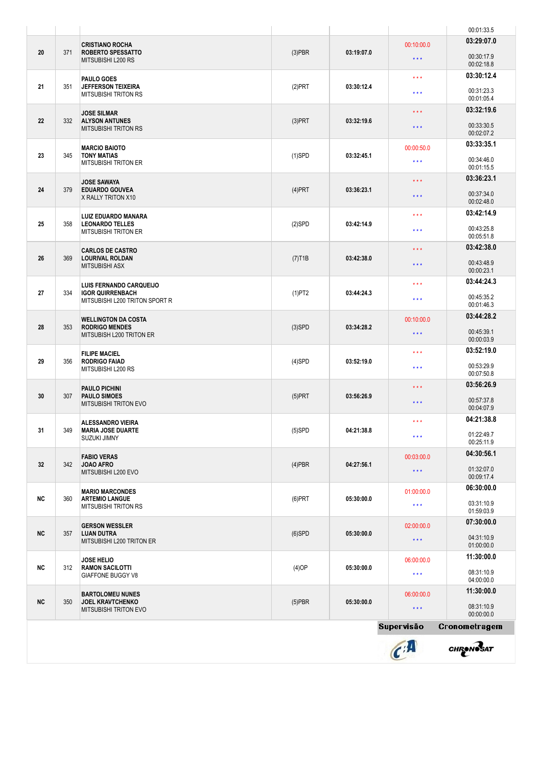| | | | | | | |
|---|---|---|---|---|---|---|
| | | | | | | 00:01:33.5 |
| 20 | 371 | **CRISTIANO ROCHA**<br>**ROBERTO SPESSATTO**<br>MITSUBISHI L200 RS | (3)PBR | 03:19:07.0 | 00:10:00.0<br>*** | **03:29:07.0**<br>00:30:17.9<br>00:02:18.8 |
| 21 | 351 | **PAULO GOES**<br>**JEFFERSON TEIXEIRA**<br>MITSUBISHI TRITON RS | (2)PRT | 03:30:12.4 | ***<br>*** | **03:30:12.4**<br>00:31:23.3<br>00:01:05.4 |
| 22 | 332 | **JOSE SILMAR**<br>**ALYSON ANTUNES**<br>MITSUBISHI TRITON RS | (3)PRT | 03:32:19.6 | ***<br>*** | **03:32:19.6**<br>00:33:30.5<br>00:02:07.2 |
| 23 | 345 | **MARCIO BAIOTO**<br>**TONY MATIAS**<br>MITSUBISHI TRITON ER | (1)SPD | 03:32:45.1 | 00:00:50.0<br>*** | **03:33:35.1**<br>00:34:46.0<br>00:01:15.5 |
| 24 | 379 | **JOSE SAWAYA**<br>**EDUARDO GOUVEA**<br>X RALLY TRITON X10 | (4)PRT | 03:36:23.1 | ***<br>*** | **03:36:23.1**<br>00:37:34.0<br>00:02:48.0 |
| 25 | 358 | **LUIZ EDUARDO MANARA**<br>**LEONARDO TELLES**<br>MITSUBISHI TRITON ER | (2)SPD | 03:42:14.9 | ***<br>*** | **03:42:14.9**<br>00:43:25.8<br>00:05:51.8 |
| 26 | 369 | **CARLOS DE CASTRO**<br>**LOURIVAL ROLDAN**<br>MITSUBISHI ASX | (7)T1B | 03:42:38.0 | ***<br>*** | **03:42:38.0**<br>00:43:48.9<br>00:00:23.1 |
| 27 | 334 | **LUIS FERNANDO CARQUEIJO**<br>**IGOR QUIRRENBACH**<br>MITSUBISHI L200 TRITON SPORT R | (1)PT2 | 03:44:24.3 | ***<br>*** | **03:44:24.3**<br>00:45:35.2<br>00:01:46.3 |
| 28 | 353 | **WELLINGTON DA COSTA**<br>**RODRIGO MENDES**<br>MITSUBISH L200 TRITON ER | (3)SPD | 03:34:28.2 | 00:10:00.0<br>*** | **03:44:28.2**<br>00:45:39.1<br>00:00:03.9 |
| 29 | 356 | **FILIPE MACIEL**<br>**RODRIGO FAIAD**<br>MITSUBISHI L200 RS | (4)SPD | 03:52:19.0 | ***<br>*** | **03:52:19.0**<br>00:53:29.9<br>00:07:50.8 |
| 30 | 307 | **PAULO PICHINI**<br>**PAULO SIMOES**<br>MITSUBISHI TRITON EVO | (5)PRT | 03:56:26.9 | ***<br>*** | **03:56:26.9**<br>00:57:37.8<br>00:04:07.9 |
| 31 | 349 | **ALESSANDRO VIEIRA**<br>**MARIA JOSE DUARTE**<br>SUZUKI JIMNY | (5)SPD | 04:21:38.8 | ***<br>*** | **04:21:38.8**<br>01:22:49.7<br>00:25:11.9 |
| 32 | 342 | **FABIO VERAS**<br>**JOAO AFRO**<br>MITSUBISHI L200 EVO | (4)PBR | 04:27:56.1 | 00:03:00.0<br>*** | **04:30:56.1**<br>01:32:07.0<br>00:09:17.4 |
| NC | 360 | **MARIO MARCONDES**<br>**ARTEMIO LANGUE**<br>MITSUBISHI TRITON RS | (6)PRT | 05:30:00.0 | 01:00:00.0<br>*** | **06:30:00.0**<br>03:31:10.9<br>01:59:03.9 |
| NC | 357 | **GERSON WESSLER**<br>**LUAN DUTRA**<br>MITSUBISHI L200 TRITON ER | (6)SPD | 05:30:00.0 | 02:00:00.0<br>*** | **07:30:00.0**<br>04:31:10.9<br>01:00:00.0 |
| NC | 312 | **JOSE HELIO**<br>**RAMON SACILOTTI**<br>GIAFFONE BUGGY V8 | (4)OP | 05:30:00.0 | 06:00:00.0<br>*** | **11:30:00.0**<br>08:31:10.9<br>04:00:00.0 |
| NC | 350 | **BARTOLOMEU NUNES**<br>**JOEL KRAVTCHENKO**<br>MITSUBISHI TRITON EVO | (5)PBR | 05:30:00.0 | 06:00:00.0<br>*** | **11:30:00.0**<br>08:31:10.9<br>00:00:00.0 |

**Supervisão** **Cronometragem**

CHRONOSAT